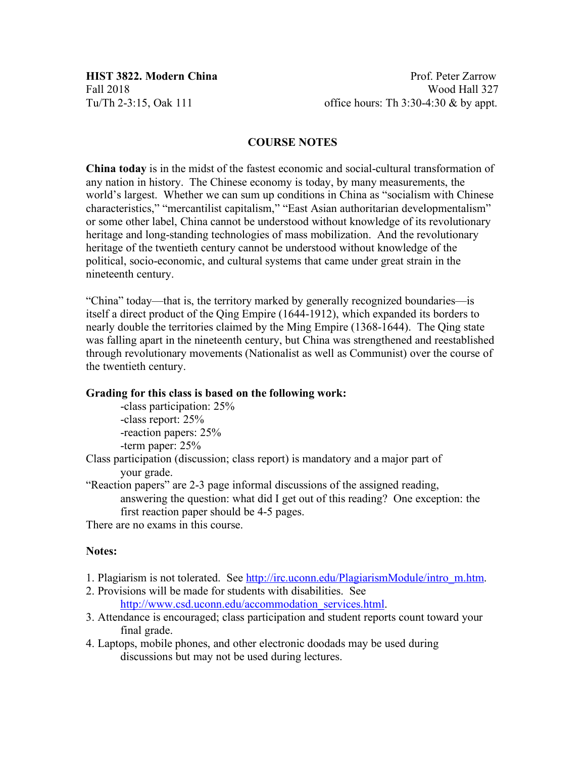**HIST 3822. Modern China**
Fall 2018
Tu/Th 2-3:15, Oak 111

Prof. Peter Zarrow
Wood Hall 327
office hours: Th 3:30-4:30 & by appt.

## COURSE NOTES

**China today** is in the midst of the fastest economic and social-cultural transformation of any nation in history. The Chinese economy is today, by many measurements, the world's largest. Whether we can sum up conditions in China as "socialism with Chinese characteristics," "mercantilist capitalism," "East Asian authoritarian developmentalism" or some other label, China cannot be understood without knowledge of its revolutionary heritage and long-standing technologies of mass mobilization. And the revolutionary heritage of the twentieth century cannot be understood without knowledge of the political, socio-economic, and cultural systems that came under great strain in the nineteenth century.

"China" today—that is, the territory marked by generally recognized boundaries—is itself a direct product of the Qing Empire (1644-1912), which expanded its borders to nearly double the territories claimed by the Ming Empire (1368-1644). The Qing state was falling apart in the nineteenth century, but China was strengthened and reestablished through revolutionary movements (Nationalist as well as Communist) over the course of the twentieth century.

**Grading for this class is based on the following work:**

-class participation: 25%
-class report: 25%
-reaction papers: 25%
-term paper: 25%

Class participation (discussion; class report) is mandatory and a major part of your grade.

"Reaction papers" are 2-3 page informal discussions of the assigned reading, answering the question: what did I get out of this reading? One exception: the first reaction paper should be 4-5 pages.

There are no exams in this course.

**Notes:**

1. Plagiarism is not tolerated. See http://irc.uconn.edu/PlagiarismModule/intro_m.htm.
2. Provisions will be made for students with disabilities. See http://www.csd.uconn.edu/accommodation_services.html.
3. Attendance is encouraged; class participation and student reports count toward your final grade.
4. Laptops, mobile phones, and other electronic doodads may be used during discussions but may not be used during lectures.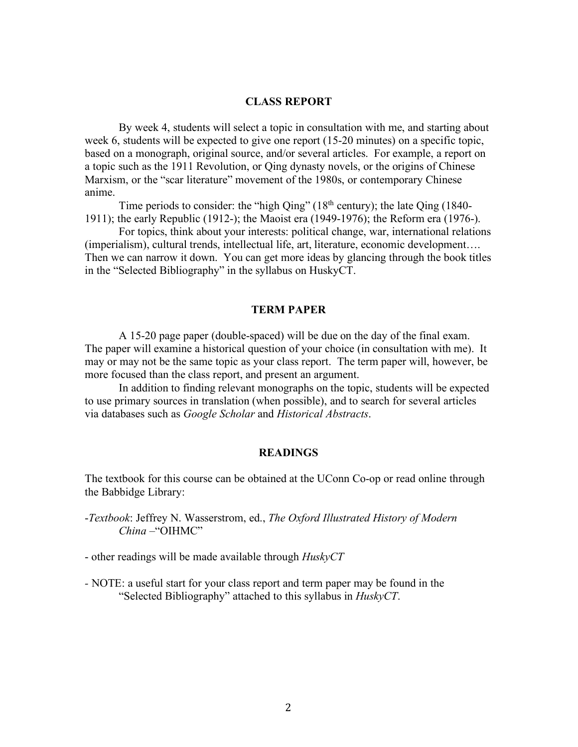## CLASS REPORT

By week 4, students will select a topic in consultation with me, and starting about week 6, students will be expected to give one report (15-20 minutes) on a specific topic, based on a monograph, original source, and/or several articles. For example, a report on a topic such as the 1911 Revolution, or Qing dynasty novels, or the origins of Chinese Marxism, or the "scar literature" movement of the 1980s, or contemporary Chinese anime.

Time periods to consider: the "high Qing" (18th century); the late Qing (1840-1911); the early Republic (1912-); the Maoist era (1949-1976); the Reform era (1976-).

For topics, think about your interests: political change, war, international relations (imperialism), cultural trends, intellectual life, art, literature, economic development…. Then we can narrow it down. You can get more ideas by glancing through the book titles in the "Selected Bibliography" in the syllabus on HuskyCT.

## TERM PAPER

A 15-20 page paper (double-spaced) will be due on the day of the final exam. The paper will examine a historical question of your choice (in consultation with me). It may or may not be the same topic as your class report. The term paper will, however, be more focused than the class report, and present an argument.

In addition to finding relevant monographs on the topic, students will be expected to use primary sources in translation (when possible), and to search for several articles via databases such as *Google Scholar* and *Historical Abstracts*.

## READINGS

The textbook for this course can be obtained at the UConn Co-op or read online through the Babbidge Library:

-*Textbook*: Jeffrey N. Wasserstrom, ed., *The Oxford Illustrated History of Modern China* –"OIHMC"

- other readings will be made available through *HuskyCT*

- NOTE: a useful start for your class report and term paper may be found in the "Selected Bibliography" attached to this syllabus in *HuskyCT*.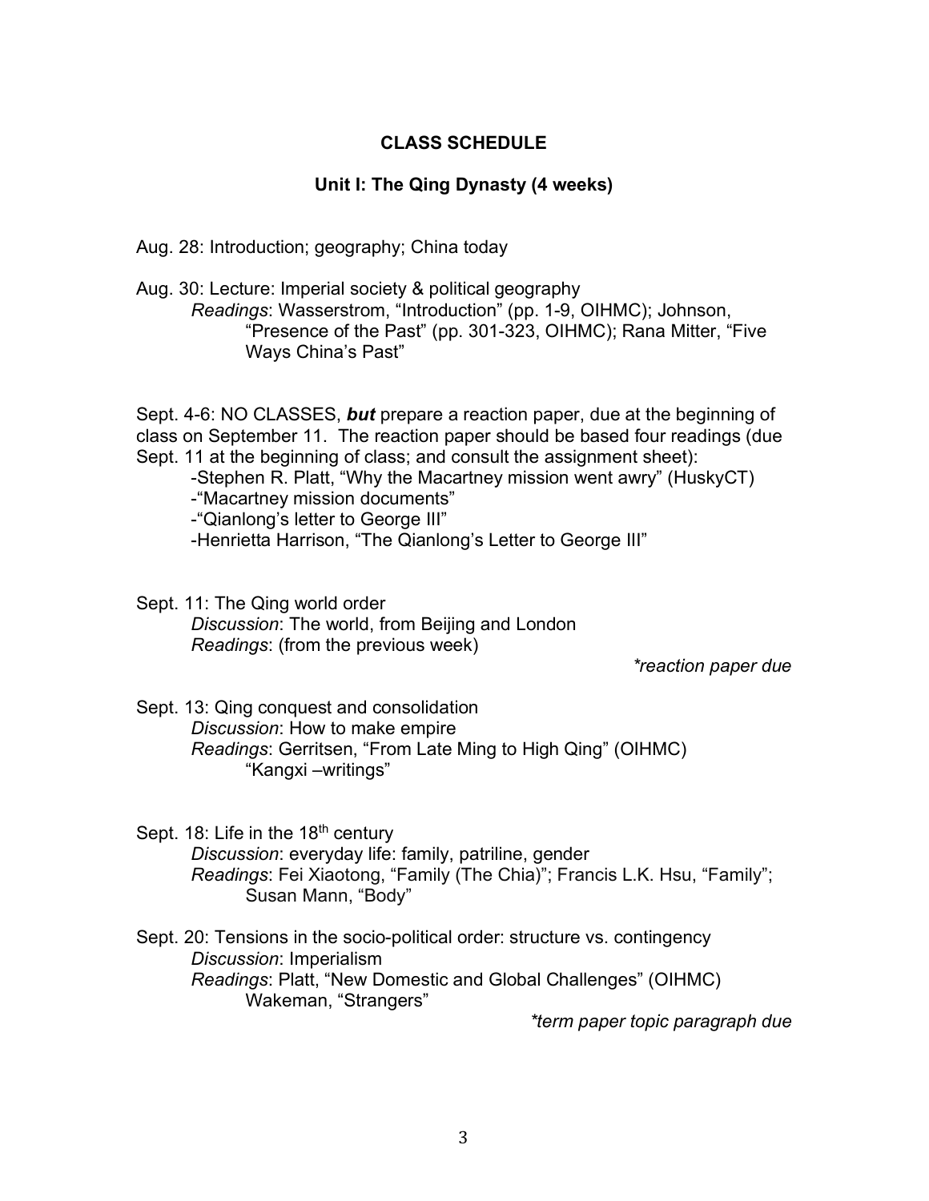## CLASS SCHEDULE

### Unit I: The Qing Dynasty (4 weeks)

Aug. 28: Introduction; geography; China today

Aug. 30: Lecture: Imperial society & political geography
*Readings*: Wasserstrom, "Introduction" (pp. 1-9, OIHMC); Johnson, "Presence of the Past" (pp. 301-323, OIHMC); Rana Mitter, "Five Ways China's Past"

Sept. 4-6: NO CLASSES, ***but*** prepare a reaction paper, due at the beginning of class on September 11. The reaction paper should be based four readings (due Sept. 11 at the beginning of class; and consult the assignment sheet):
- Stephen R. Platt, "Why the Macartney mission went awry" (HuskyCT)
- "Macartney mission documents"
- "Qianlong's letter to George III"
- Henrietta Harrison, "The Qianlong's Letter to George III"

Sept. 11: The Qing world order
*Discussion*: The world, from Beijing and London
*Readings*: (from the previous week)
*\*reaction paper due*

Sept. 13: Qing conquest and consolidation
*Discussion*: How to make empire
*Readings*: Gerritsen, "From Late Ming to High Qing" (OIHMC)
"Kangxi –writings"

Sept. 18: Life in the 18th century
*Discussion*: everyday life: family, patriline, gender
*Readings*: Fei Xiaotong, "Family (The Chia)"; Francis L.K. Hsu, "Family"; Susan Mann, "Body"

Sept. 20: Tensions in the socio-political order: structure vs. contingency
*Discussion*: Imperialism
*Readings*: Platt, "New Domestic and Global Challenges" (OIHMC)
Wakeman, "Strangers"
*\*term paper topic paragraph due*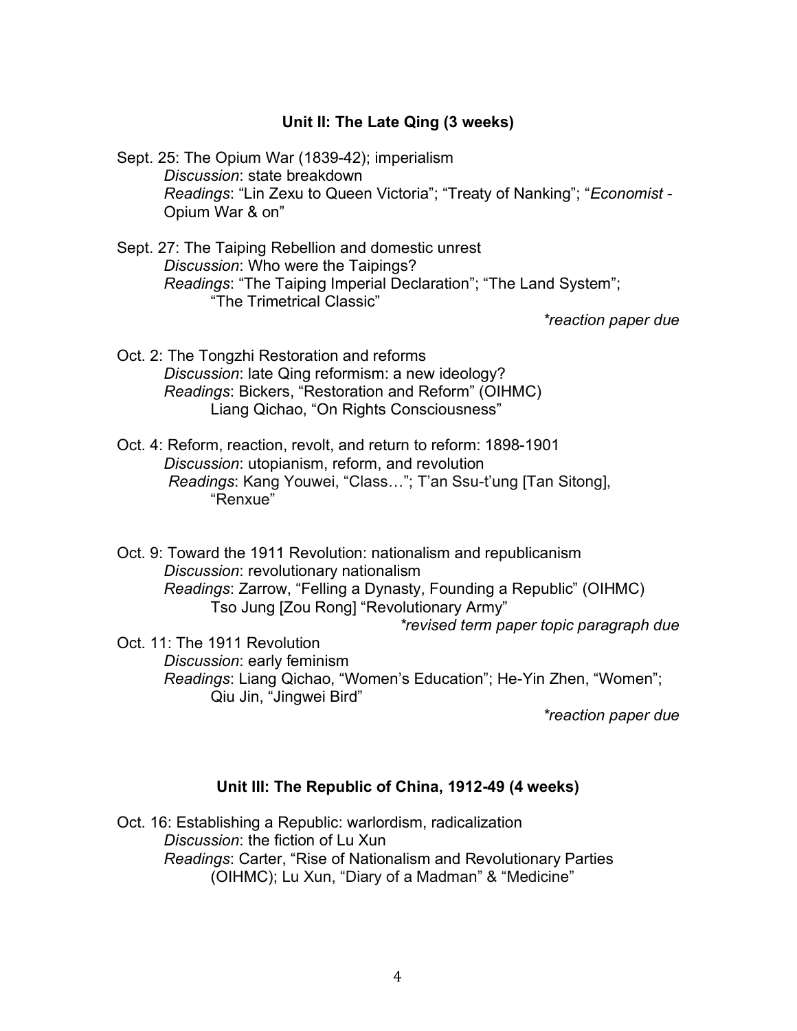### Unit II: The Late Qing (3 weeks)

Sept. 25: The Opium War (1839-42); imperialism
*Discussion*: state breakdown
*Readings*: "Lin Zexu to Queen Victoria"; "Treaty of Nanking"; "*Economist* - Opium War & on"

Sept. 27: The Taiping Rebellion and domestic unrest
*Discussion*: Who were the Taipings?
*Readings*: "The Taiping Imperial Declaration"; "The Land System"; "The Trimetrical Classic"

*\*reaction paper due*

Oct. 2: The Tongzhi Restoration and reforms
*Discussion*: late Qing reformism: a new ideology?
*Readings*: Bickers, "Restoration and Reform" (OIHMC)
Liang Qichao, "On Rights Consciousness"

Oct. 4: Reform, reaction, revolt, and return to reform: 1898-1901
*Discussion*: utopianism, reform, and revolution
*Readings*: Kang Youwei, "Class…"; T'an Ssu-t'ung [Tan Sitong], "Renxue"

Oct. 9: Toward the 1911 Revolution: nationalism and republicanism
*Discussion*: revolutionary nationalism
*Readings*: Zarrow, "Felling a Dynasty, Founding a Republic" (OIHMC)
Tso Jung [Zou Rong] "Revolutionary Army"

*\*revised term paper topic paragraph due*

Oct. 11: The 1911 Revolution
*Discussion*: early feminism
*Readings*: Liang Qichao, "Women's Education"; He-Yin Zhen, "Women"; Qiu Jin, "Jingwei Bird"

*\*reaction paper due*

### Unit III: The Republic of China, 1912-49 (4 weeks)

Oct. 16: Establishing a Republic: warlordism, radicalization
*Discussion*: the fiction of Lu Xun
*Readings*: Carter, "Rise of Nationalism and Revolutionary Parties (OIHMC); Lu Xun, "Diary of a Madman" & "Medicine"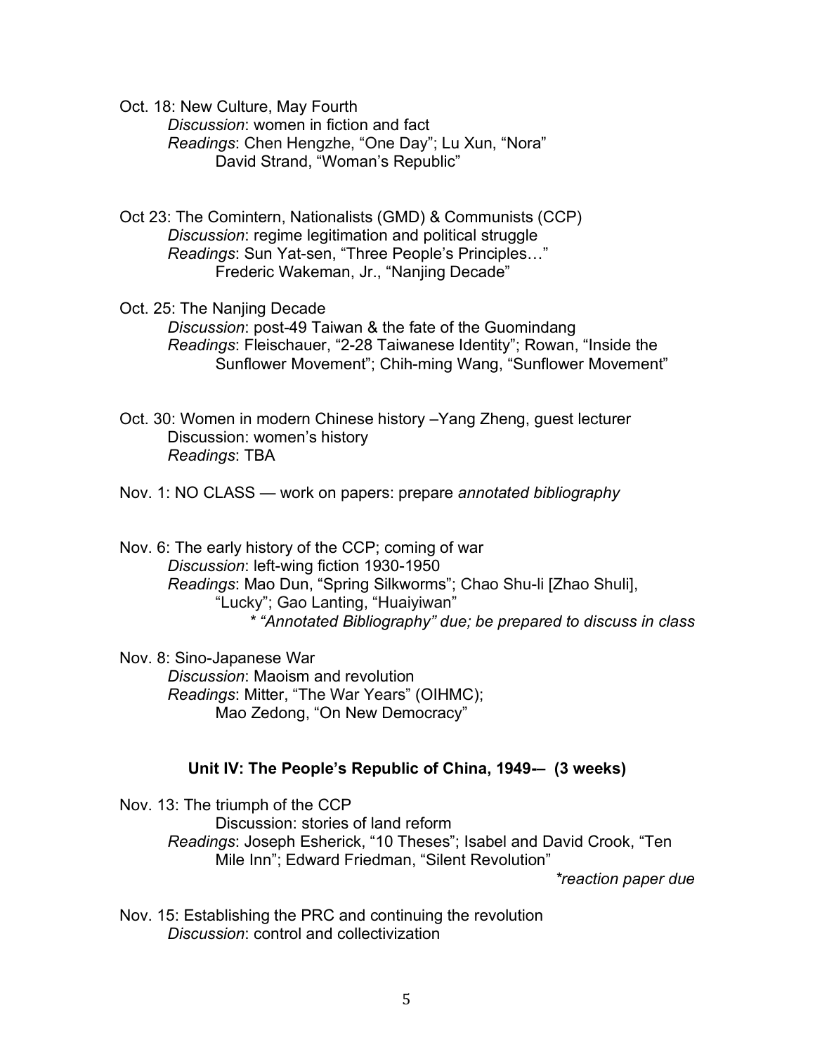Oct. 18: New Culture, May Fourth
*Discussion*: women in fiction and fact
*Readings*: Chen Hengzhe, "One Day"; Lu Xun, "Nora"
David Strand, "Woman's Republic"

Oct 23: The Comintern, Nationalists (GMD) & Communists (CCP)
*Discussion*: regime legitimation and political struggle
*Readings*: Sun Yat-sen, "Three People's Principles…"
Frederic Wakeman, Jr., "Nanjing Decade"

Oct. 25: The Nanjing Decade
*Discussion*: post-49 Taiwan & the fate of the Guomindang
*Readings*: Fleischauer, "2-28 Taiwanese Identity"; Rowan, "Inside the Sunflower Movement"; Chih-ming Wang, "Sunflower Movement"

Oct. 30: Women in modern Chinese history –Yang Zheng, guest lecturer
Discussion: women's history
*Readings*: TBA

Nov. 1: NO CLASS — work on papers: prepare *annotated bibliography*

Nov. 6: The early history of the CCP; coming of war
*Discussion*: left-wing fiction 1930-1950
*Readings*: Mao Dun, "Spring Silkworms"; Chao Shu-li [Zhao Shuli], "Lucky"; Gao Lanting, "Huaiyiwan"
*\* "Annotated Bibliography" due; be prepared to discuss in class*

Nov. 8: Sino-Japanese War
*Discussion*: Maoism and revolution
*Readings*: Mitter, "The War Years" (OIHMC);
Mao Zedong, "On New Democracy"

### Unit IV: The People's Republic of China, 1949-– (3 weeks)

Nov. 13: The triumph of the CCP
Discussion: stories of land reform
*Readings*: Joseph Esherick, "10 Theses"; Isabel and David Crook, "Ten Mile Inn"; Edward Friedman, "Silent Revolution"
*\*reaction paper due*

Nov. 15: Establishing the PRC and continuing the revolution
*Discussion*: control and collectivization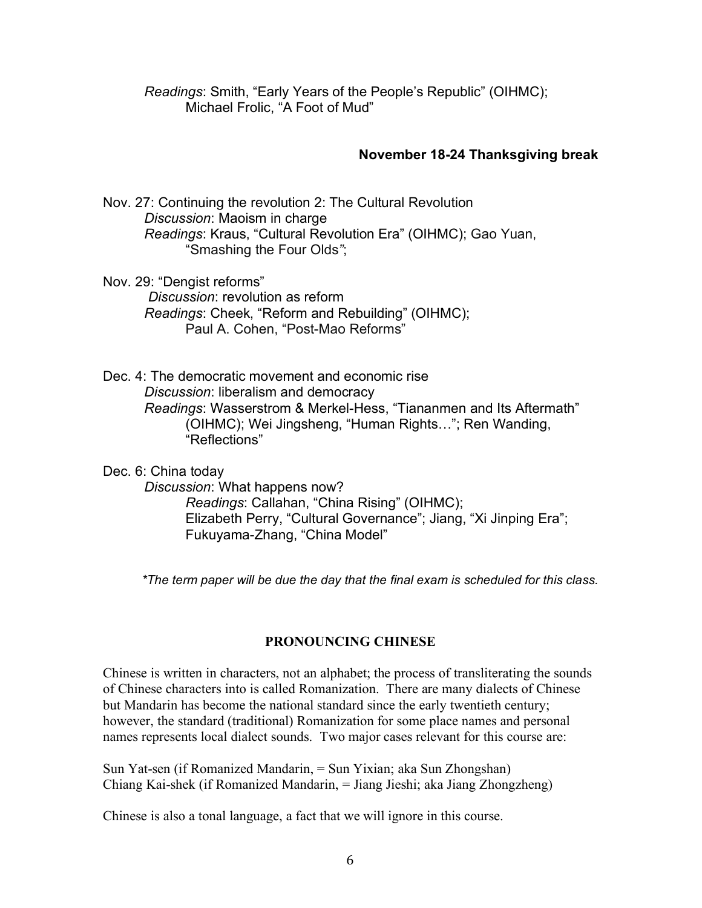*Readings*: Smith, "Early Years of the People's Republic" (OIHMC);
Michael Frolic, "A Foot of Mud"

**November 18-24 Thanksgiving break**

Nov. 27: Continuing the revolution 2: The Cultural Revolution
*Discussion*: Maoism in charge
*Readings*: Kraus, "Cultural Revolution Era" (OIHMC); Gao Yuan, "Smashing the Four Olds";

Nov. 29: "Dengist reforms"
*Discussion*: revolution as reform
*Readings*: Cheek, "Reform and Rebuilding" (OIHMC);
Paul A. Cohen, "Post-Mao Reforms"

Dec. 4: The democratic movement and economic rise
*Discussion*: liberalism and democracy
*Readings*: Wasserstrom & Merkel-Hess, "Tiananmen and Its Aftermath" (OIHMC); Wei Jingsheng, "Human Rights…"; Ren Wanding, "Reflections"

Dec. 6: China today
*Discussion*: What happens now?
*Readings*: Callahan, "China Rising" (OIHMC);
Elizabeth Perry, "Cultural Governance"; Jiang, "Xi Jinping Era";
Fukuyama-Zhang, "China Model"

*\*The term paper will be due the day that the final exam is scheduled for this class.*

## PRONOUNCING CHINESE

Chinese is written in characters, not an alphabet; the process of transliterating the sounds of Chinese characters into is called Romanization. There are many dialects of Chinese but Mandarin has become the national standard since the early twentieth century; however, the standard (traditional) Romanization for some place names and personal names represents local dialect sounds. Two major cases relevant for this course are:

Sun Yat-sen (if Romanized Mandarin, = Sun Yixian; aka Sun Zhongshan)
Chiang Kai-shek (if Romanized Mandarin, = Jiang Jieshi; aka Jiang Zhongzheng)

Chinese is also a tonal language, a fact that we will ignore in this course.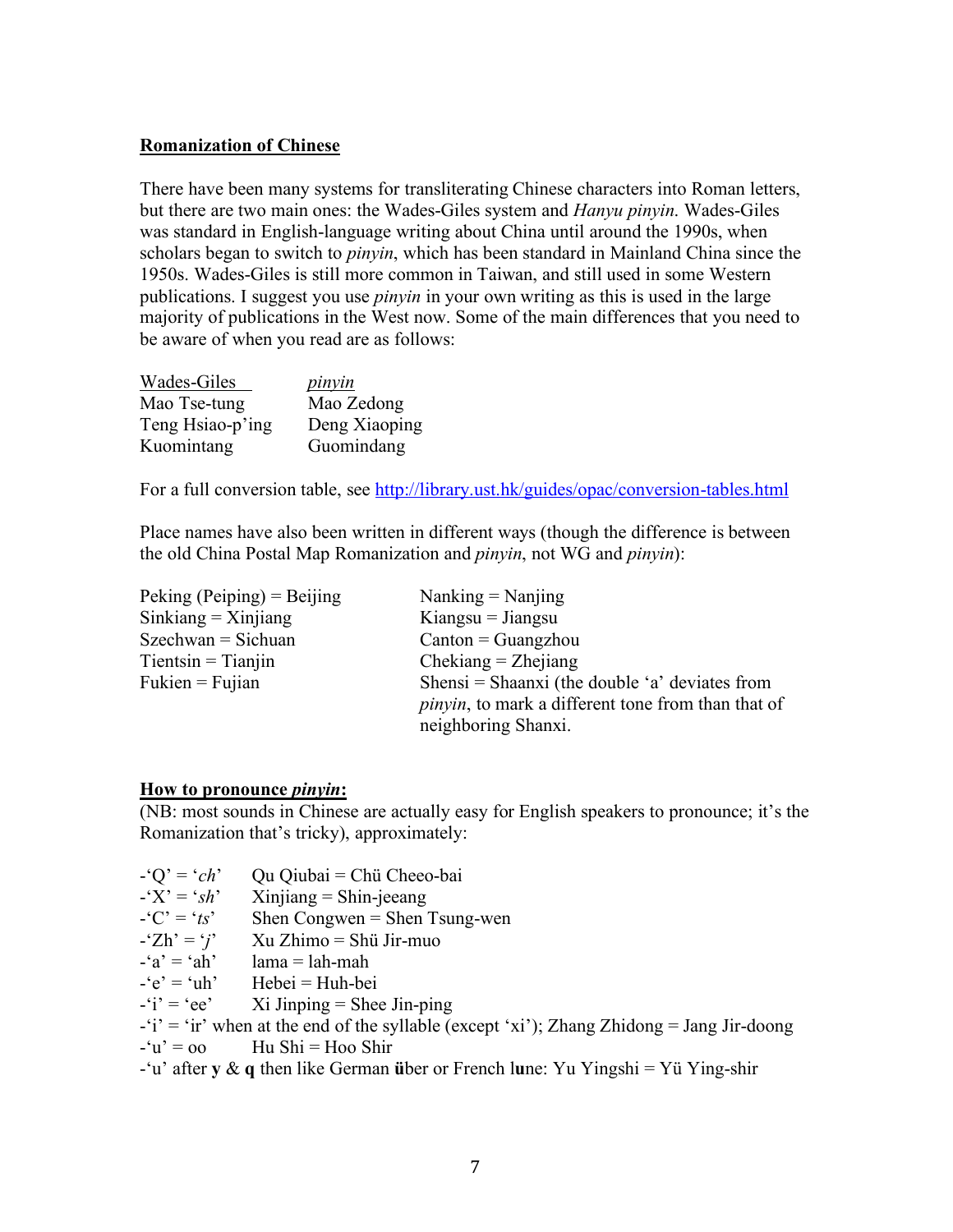**Romanization of Chinese**

There have been many systems for transliterating Chinese characters into Roman letters, but there are two main ones: the Wades-Giles system and *Hanyu pinyin*. Wades-Giles was standard in English-language writing about China until around the 1990s, when scholars began to switch to *pinyin*, which has been standard in Mainland China since the 1950s. Wades-Giles is still more common in Taiwan, and still used in some Western publications. I suggest you use *pinyin* in your own writing as this is used in the large majority of publications in the West now. Some of the main differences that you need to be aware of when you read are as follows:

| Wades-Giles | *pinyin* |
|---|---|
| Mao Tse-tung | Mao Zedong |
| Teng Hsiao-p'ing | Deng Xiaoping |
| Kuomintang | Guomindang |

For a full conversion table, see http://library.ust.hk/guides/opac/conversion-tables.html

Place names have also been written in different ways (though the difference is between the old China Postal Map Romanization and *pinyin*, not WG and *pinyin*):

Peking (Peiping) = Beijing
Sinkiang = Xinjiang
Szechwan = Sichuan
Tientsin = Tianjin
Fukien = Fujian
Nanking = Nanjing
Kiangsu = Jiangsu
Canton = Guangzhou
Chekiang = Zhejiang
Shensi = Shaanxi (the double 'a' deviates from *pinyin*, to mark a different tone from than that of neighboring Shanxi.

**How to pronounce *pinyin*:**
(NB: most sounds in Chinese are actually easy for English speakers to pronounce; it's the Romanization that's tricky), approximately:

- 'Q' = '*ch*' Qu Qiubai = Chü Cheeo-bai
- 'X' = '*sh*' Xinjiang = Shin-jeeang
- 'C' = '*ts*' Shen Congwen = Shen Tsung-wen
- 'Zh' = '*j*' Xu Zhimo = Shü Jir-muo
- 'a' = 'ah' lama = lah-mah
- 'e' = 'uh' Hebei = Huh-bei
- 'i' = 'ee' Xi Jinping = Shee Jin-ping
- 'i' = 'ir' when at the end of the syllable (except 'xi'); Zhang Zhidong = Jang Jir-doong
- 'u' = oo Hu Shi = Hoo Shir
- 'u' after **y** & **q** then like German **ü**ber or French l**u**ne: Yu Yingshi = Yü Ying-shir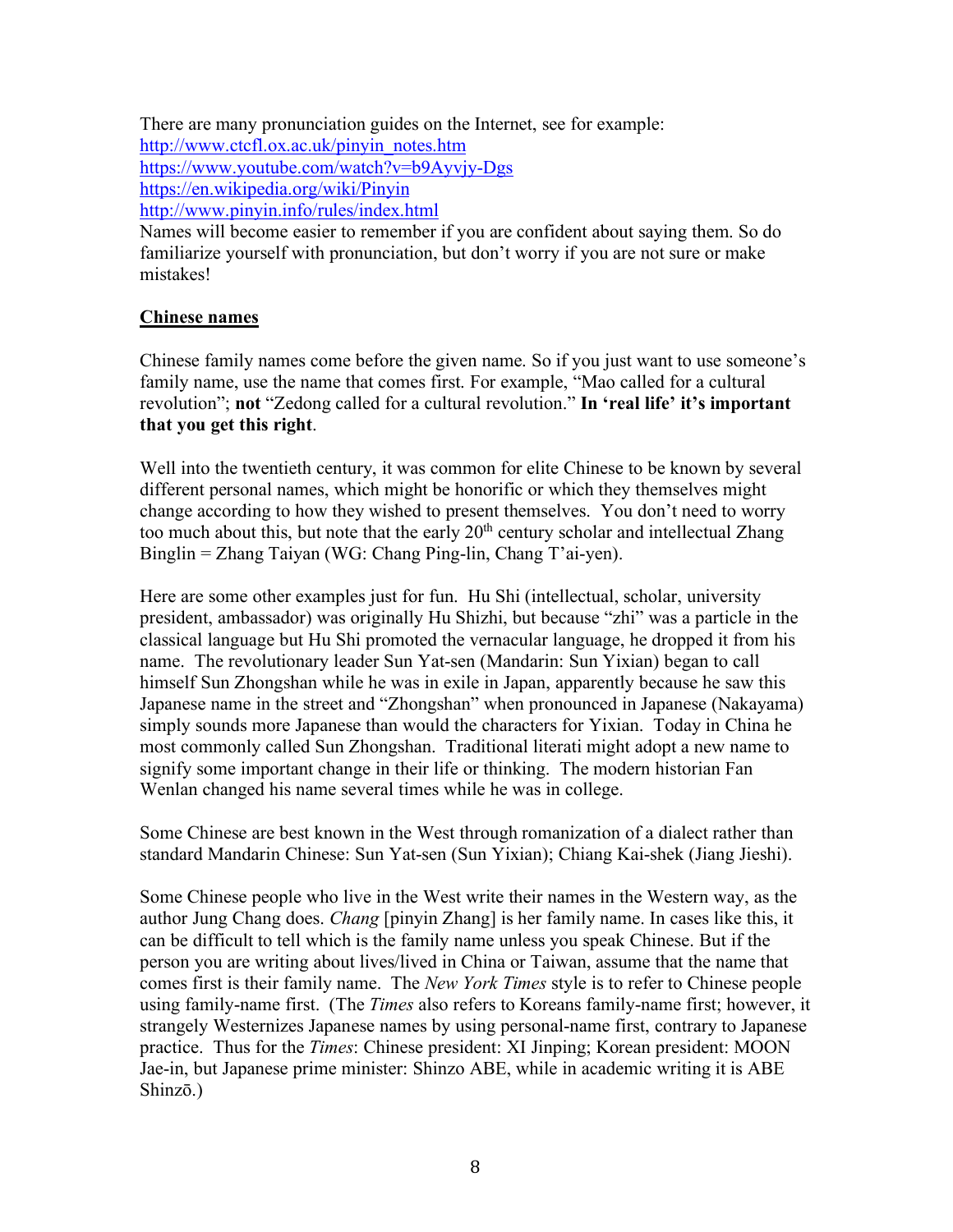There are many pronunciation guides on the Internet, see for example:
http://www.ctcfl.ox.ac.uk/pinyin_notes.htm
https://www.youtube.com/watch?v=b9Ayvjy-Dgs
https://en.wikipedia.org/wiki/Pinyin
http://www.pinyin.info/rules/index.html
Names will become easier to remember if you are confident about saying them. So do familiarize yourself with pronunciation, but don't worry if you are not sure or make mistakes!

## Chinese names

Chinese family names come before the given name. So if you just want to use someone's family name, use the name that comes first. For example, "Mao called for a cultural revolution"; **not** "Zedong called for a cultural revolution." **In 'real life' it's important that you get this right**.

Well into the twentieth century, it was common for elite Chinese to be known by several different personal names, which might be honorific or which they themselves might change according to how they wished to present themselves. You don't need to worry too much about this, but note that the early 20th century scholar and intellectual Zhang Binglin = Zhang Taiyan (WG: Chang Ping-lin, Chang T'ai-yen).

Here are some other examples just for fun. Hu Shi (intellectual, scholar, university president, ambassador) was originally Hu Shizhi, but because "zhi" was a particle in the classical language but Hu Shi promoted the vernacular language, he dropped it from his name. The revolutionary leader Sun Yat-sen (Mandarin: Sun Yixian) began to call himself Sun Zhongshan while he was in exile in Japan, apparently because he saw this Japanese name in the street and "Zhongshan" when pronounced in Japanese (Nakayama) simply sounds more Japanese than would the characters for Yixian. Today in China he most commonly called Sun Zhongshan. Traditional literati might adopt a new name to signify some important change in their life or thinking. The modern historian Fan Wenlan changed his name several times while he was in college.

Some Chinese are best known in the West through romanization of a dialect rather than standard Mandarin Chinese: Sun Yat-sen (Sun Yixian); Chiang Kai-shek (Jiang Jieshi).

Some Chinese people who live in the West write their names in the Western way, as the author Jung Chang does. *Chang* [pinyin Zhang] is her family name. In cases like this, it can be difficult to tell which is the family name unless you speak Chinese. But if the person you are writing about lives/lived in China or Taiwan, assume that the name that comes first is their family name. The *New York Times* style is to refer to Chinese people using family-name first. (The *Times* also refers to Koreans family-name first; however, it strangely Westernizes Japanese names by using personal-name first, contrary to Japanese practice. Thus for the *Times*: Chinese president: XI Jinping; Korean president: MOON Jae-in, but Japanese prime minister: Shinzo ABE, while in academic writing it is ABE Shinzō.)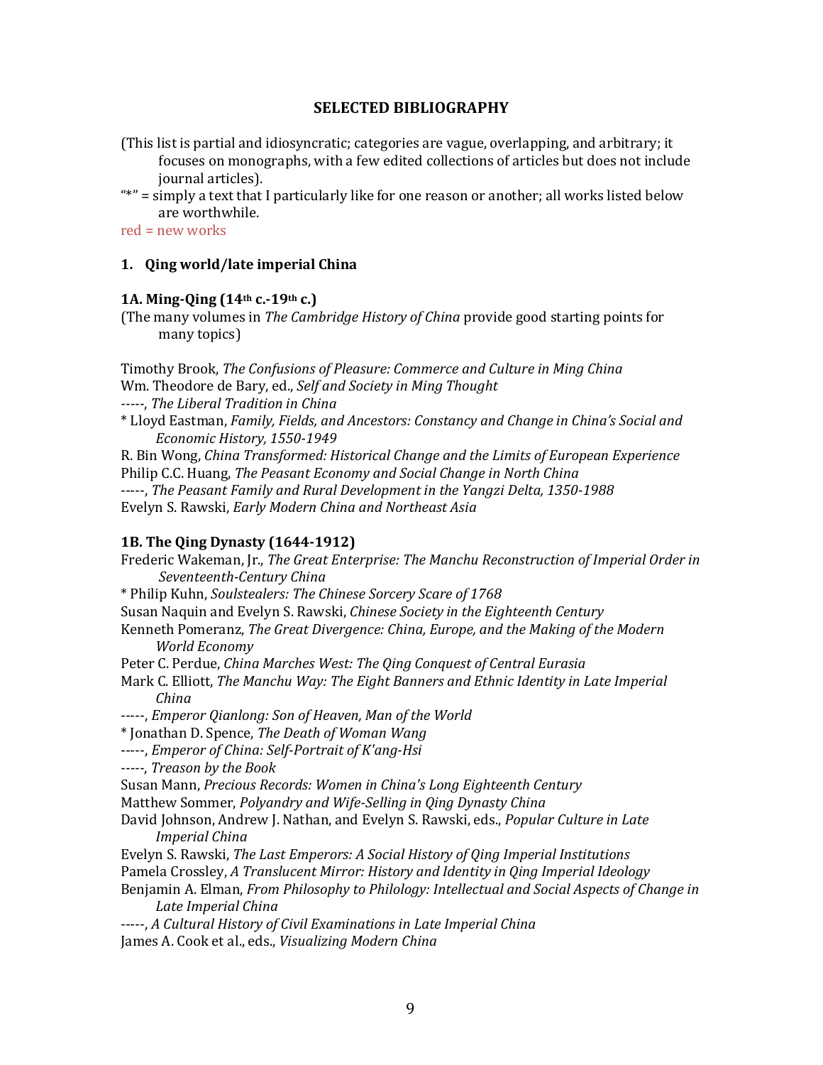## SELECTED BIBLIOGRAPHY

(This list is partial and idiosyncratic; categories are vague, overlapping, and arbitrary; it focuses on monographs, with a few edited collections of articles but does not include journal articles).

"*" = simply a text that I particularly like for one reason or another; all works listed below are worthwhile.

red = new works

### 1. Qing world/late imperial China

#### 1A. Ming-Qing (14th c.-19th c.)

(The many volumes in *The Cambridge History of China* provide good starting points for many topics)

Timothy Brook, *The Confusions of Pleasure: Commerce and Culture in Ming China*
Wm. Theodore de Bary, ed., *Self and Society in Ming Thought*
-----, *The Liberal Tradition in China*
* Lloyd Eastman, *Family, Fields, and Ancestors: Constancy and Change in China's Social and Economic History, 1550-1949*
R. Bin Wong, *China Transformed: Historical Change and the Limits of European Experience*
Philip C.C. Huang, *The Peasant Economy and Social Change in North China*
-----, *The Peasant Family and Rural Development in the Yangzi Delta, 1350-1988*
Evelyn S. Rawski, *Early Modern China and Northeast Asia*

#### 1B. The Qing Dynasty (1644-1912)

Frederic Wakeman, Jr., *The Great Enterprise: The Manchu Reconstruction of Imperial Order in Seventeenth-Century China*
* Philip Kuhn, *Soulstealers: The Chinese Sorcery Scare of 1768*
Susan Naquin and Evelyn S. Rawski, *Chinese Society in the Eighteenth Century*
Kenneth Pomeranz, *The Great Divergence: China, Europe, and the Making of the Modern World Economy*
Peter C. Perdue, *China Marches West: The Qing Conquest of Central Eurasia*
Mark C. Elliott, *The Manchu Way: The Eight Banners and Ethnic Identity in Late Imperial China*
-----, *Emperor Qianlong: Son of Heaven, Man of the World*
* Jonathan D. Spence, *The Death of Woman Wang*
-----, *Emperor of China: Self-Portrait of K'ang-Hsi*
-----, *Treason by the Book*
Susan Mann, *Precious Records: Women in China's Long Eighteenth Century*
Matthew Sommer, *Polyandry and Wife-Selling in Qing Dynasty China*
David Johnson, Andrew J. Nathan, and Evelyn S. Rawski, eds., *Popular Culture in Late Imperial China*
Evelyn S. Rawski, *The Last Emperors: A Social History of Qing Imperial Institutions*
Pamela Crossley, *A Translucent Mirror: History and Identity in Qing Imperial Ideology*
Benjamin A. Elman, *From Philosophy to Philology: Intellectual and Social Aspects of Change in Late Imperial China*
-----, *A Cultural History of Civil Examinations in Late Imperial China*
James A. Cook et al., eds., *Visualizing Modern China*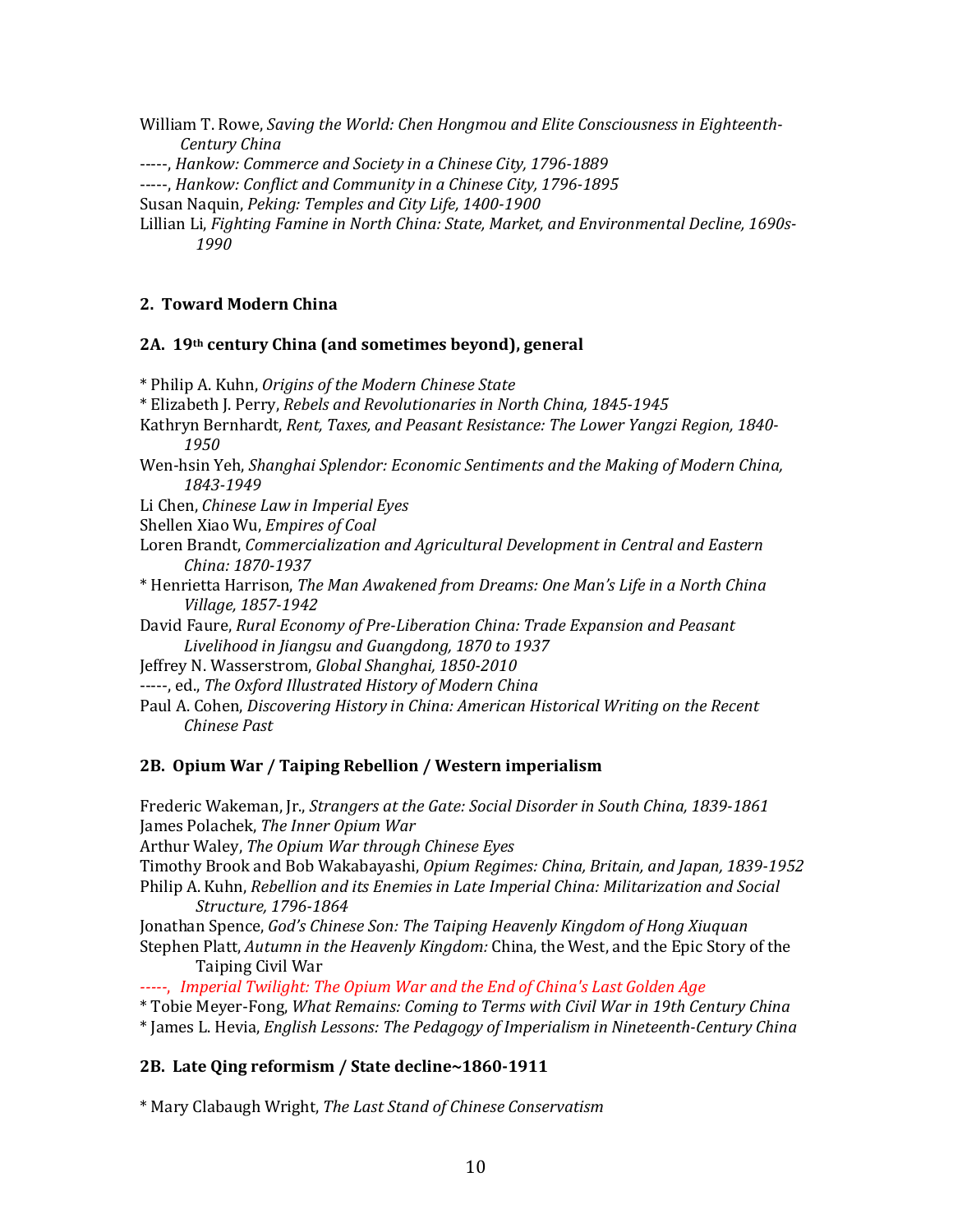William T. Rowe, *Saving the World: Chen Hongmou and Elite Consciousness in Eighteenth-Century China*

-----, *Hankow: Commerce and Society in a Chinese City, 1796-1889*

-----, *Hankow: Conflict and Community in a Chinese City, 1796-1895*

Susan Naquin, *Peking: Temples and City Life, 1400-1900*

Lillian Li, *Fighting Famine in North China: State, Market, and Environmental Decline, 1690s-1990*

## 2. Toward Modern China

### 2A. 19th century China (and sometimes beyond), general

\* Philip A. Kuhn, *Origins of the Modern Chinese State*

\* Elizabeth J. Perry, *Rebels and Revolutionaries in North China, 1845-1945*

Kathryn Bernhardt, *Rent, Taxes, and Peasant Resistance: The Lower Yangzi Region, 1840-1950*

Wen-hsin Yeh, *Shanghai Splendor: Economic Sentiments and the Making of Modern China, 1843-1949*

Li Chen, *Chinese Law in Imperial Eyes*

Shellen Xiao Wu, *Empires of Coal*

Loren Brandt, *Commercialization and Agricultural Development in Central and Eastern China: 1870-1937*

\* Henrietta Harrison, *The Man Awakened from Dreams: One Man's Life in a North China Village, 1857-1942*

David Faure, *Rural Economy of Pre-Liberation China: Trade Expansion and Peasant Livelihood in Jiangsu and Guangdong, 1870 to 1937*

Jeffrey N. Wasserstrom, *Global Shanghai, 1850-2010*

-----, ed., *The Oxford Illustrated History of Modern China*

Paul A. Cohen, *Discovering History in China: American Historical Writing on the Recent Chinese Past*

### 2B. Opium War / Taiping Rebellion / Western imperialism

Frederic Wakeman, Jr., *Strangers at the Gate: Social Disorder in South China, 1839-1861*

James Polachek, *The Inner Opium War*

Arthur Waley, *The Opium War through Chinese Eyes*

Timothy Brook and Bob Wakabayashi, *Opium Regimes: China, Britain, and Japan, 1839-1952*

Philip A. Kuhn, *Rebellion and its Enemies in Late Imperial China: Militarization and Social Structure, 1796-1864*

Jonathan Spence, *God's Chinese Son: The Taiping Heavenly Kingdom of Hong Xiuquan*

Stephen Platt, *Autumn in the Heavenly Kingdom:* China, the West, and the Epic Story of the Taiping Civil War

-----, *Imperial Twilight: The Opium War and the End of China's Last Golden Age*

\* Tobie Meyer-Fong, *What Remains: Coming to Terms with Civil War in 19th Century China*

\* James L. Hevia, *English Lessons: The Pedagogy of Imperialism in Nineteenth-Century China*

### 2B. Late Qing reformism / State decline~1860-1911

\* Mary Clabaugh Wright, *The Last Stand of Chinese Conservatism*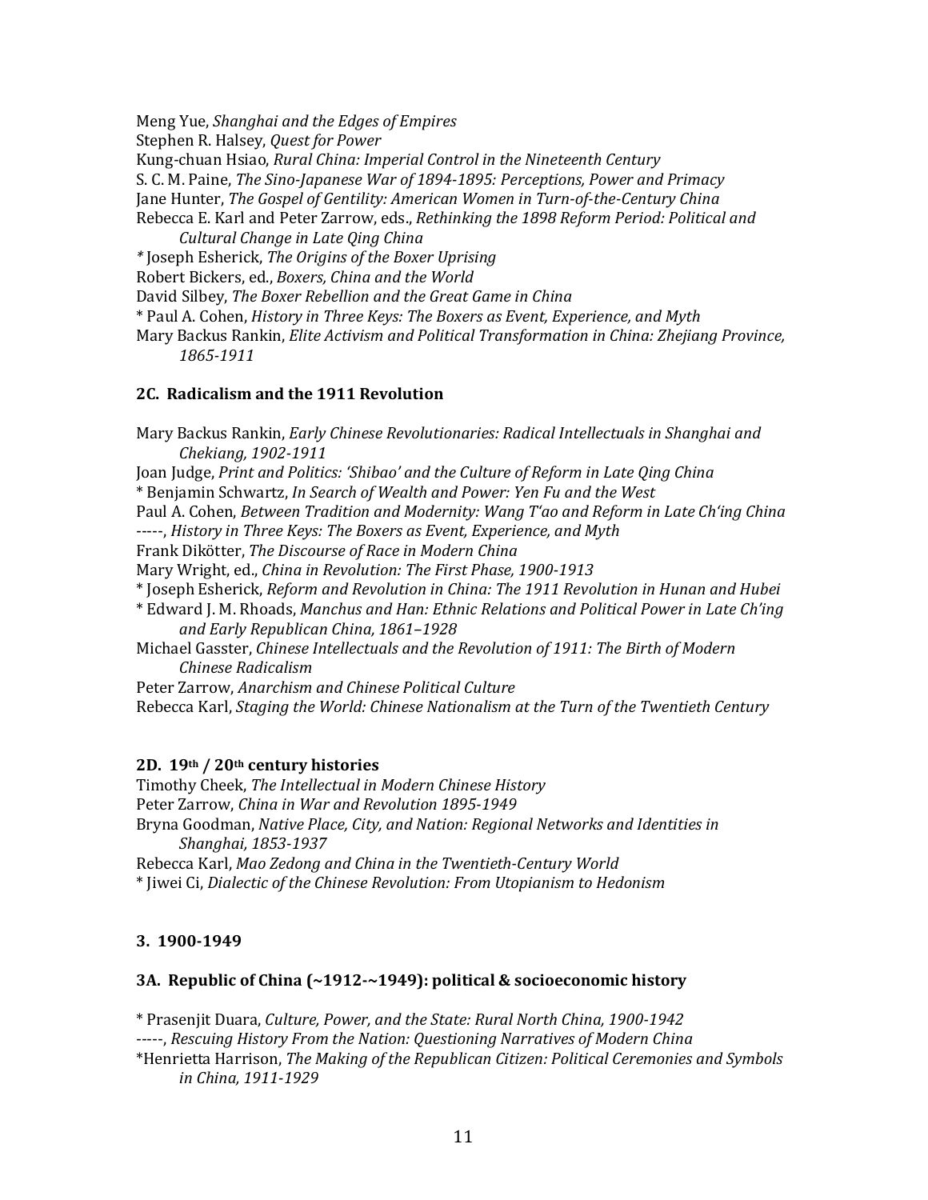Meng Yue, *Shanghai and the Edges of Empires*
Stephen R. Halsey, *Quest for Power*
Kung-chuan Hsiao, *Rural China: Imperial Control in the Nineteenth Century*
S. C. M. Paine, *The Sino-Japanese War of 1894-1895: Perceptions, Power and Primacy*
Jane Hunter, *The Gospel of Gentility: American Women in Turn-of-the-Century China*
Rebecca E. Karl and Peter Zarrow, eds., *Rethinking the 1898 Reform Period: Political and Cultural Change in Late Qing China*
\* Joseph Esherick, *The Origins of the Boxer Uprising*
Robert Bickers, ed., *Boxers, China and the World*
David Silbey, *The Boxer Rebellion and the Great Game in China*
\* Paul A. Cohen, *History in Three Keys: The Boxers as Event, Experience, and Myth*
Mary Backus Rankin, *Elite Activism and Political Transformation in China: Zhejiang Province, 1865-1911*

### 2C. Radicalism and the 1911 Revolution

Mary Backus Rankin, *Early Chinese Revolutionaries: Radical Intellectuals in Shanghai and Chekiang, 1902-1911*
Joan Judge, *Print and Politics: 'Shibao' and the Culture of Reform in Late Qing China*
\* Benjamin Schwartz, *In Search of Wealth and Power: Yen Fu and the West*
Paul A. Cohen, *Between Tradition and Modernity: Wang T'ao and Reform in Late Ch'ing China*
-----, *History in Three Keys: The Boxers as Event, Experience, and Myth*
Frank Dikötter, *The Discourse of Race in Modern China*
Mary Wright, ed., *China in Revolution: The First Phase, 1900-1913*
\* Joseph Esherick, *Reform and Revolution in China: The 1911 Revolution in Hunan and Hubei*
\* Edward J. M. Rhoads, *Manchus and Han: Ethnic Relations and Political Power in Late Ch'ing and Early Republican China, 1861–1928*
Michael Gasster, *Chinese Intellectuals and the Revolution of 1911: The Birth of Modern Chinese Radicalism*
Peter Zarrow, *Anarchism and Chinese Political Culture*
Rebecca Karl, *Staging the World: Chinese Nationalism at the Turn of the Twentieth Century*

### 2D. 19th / 20th century histories

Timothy Cheek, *The Intellectual in Modern Chinese History*
Peter Zarrow, *China in War and Revolution 1895-1949*
Bryna Goodman, *Native Place, City, and Nation: Regional Networks and Identities in Shanghai, 1853-1937*
Rebecca Karl, *Mao Zedong and China in the Twentieth-Century World*
\* Jiwei Ci, *Dialectic of the Chinese Revolution: From Utopianism to Hedonism*

## 3. 1900-1949

### 3A. Republic of China (~1912-~1949): political & socioeconomic history

\* Prasenjit Duara, *Culture, Power, and the State: Rural North China, 1900-1942*
-----, *Rescuing History From the Nation: Questioning Narratives of Modern China*
\*Henrietta Harrison, *The Making of the Republican Citizen: Political Ceremonies and Symbols in China, 1911-1929*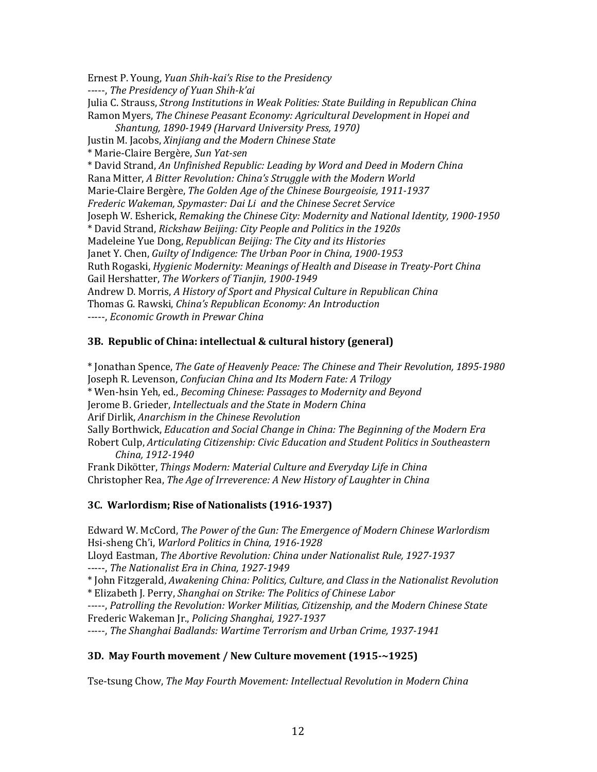Ernest P. Young, *Yuan Shih-kai's Rise to the Presidency*
-----, *The Presidency of Yuan Shih-k'ai*
Julia C. Strauss, *Strong Institutions in Weak Polities: State Building in Republican China*
Ramon Myers, *The Chinese Peasant Economy: Agricultural Development in Hopei and Shantung, 1890-1949 (Harvard University Press, 1970)*
Justin M. Jacobs, *Xinjiang and the Modern Chinese State*
* Marie-Claire Bergère, *Sun Yat-sen*
* David Strand, *An Unfinished Republic: Leading by Word and Deed in Modern China*
Rana Mitter, *A Bitter Revolution: China's Struggle with the Modern World*
Marie-Claire Bergère, *The Golden Age of the Chinese Bourgeoisie, 1911-1937*
*Frederic Wakeman, Spymaster: Dai Li and the Chinese Secret Service*
Joseph W. Esherick, *Remaking the Chinese City: Modernity and National Identity, 1900-1950*
* David Strand, *Rickshaw Beijing: City People and Politics in the 1920s*
Madeleine Yue Dong, *Republican Beijing: The City and its Histories*
Janet Y. Chen, *Guilty of Indigence: The Urban Poor in China, 1900-1953*
Ruth Rogaski, *Hygienic Modernity: Meanings of Health and Disease in Treaty-Port China*
Gail Hershatter, *The Workers of Tianjin, 1900-1949*
Andrew D. Morris, *A History of Sport and Physical Culture in Republican China*
Thomas G. Rawski, *China's Republican Economy: An Introduction*
-----, *Economic Growth in Prewar China*

### 3B. Republic of China: intellectual & cultural history (general)

* Jonathan Spence, *The Gate of Heavenly Peace: The Chinese and Their Revolution, 1895-1980*
Joseph R. Levenson, *Confucian China and Its Modern Fate: A Trilogy*
* Wen-hsin Yeh, ed., *Becoming Chinese: Passages to Modernity and Beyond*
Jerome B. Grieder, *Intellectuals and the State in Modern China*
Arif Dirlik, *Anarchism in the Chinese Revolution*
Sally Borthwick, *Education and Social Change in China: The Beginning of the Modern Era*
Robert Culp, *Articulating Citizenship: Civic Education and Student Politics in Southeastern China, 1912-1940*
Frank Dikötter, *Things Modern: Material Culture and Everyday Life in China*
Christopher Rea, *The Age of Irreverence: A New History of Laughter in China*

### 3C. Warlordism; Rise of Nationalists (1916-1937)

Edward W. McCord, *The Power of the Gun: The Emergence of Modern Chinese Warlordism*
Hsi-sheng Ch'i, *Warlord Politics in China, 1916-1928*
Lloyd Eastman, *The Abortive Revolution: China under Nationalist Rule, 1927-1937*
-----, *The Nationalist Era in China, 1927-1949*
* John Fitzgerald, *Awakening China: Politics, Culture, and Class in the Nationalist Revolution*
* Elizabeth J. Perry, *Shanghai on Strike: The Politics of Chinese Labor*
-----, *Patrolling the Revolution: Worker Militias, Citizenship, and the Modern Chinese State*
Frederic Wakeman Jr., *Policing Shanghai, 1927-1937*
-----, *The Shanghai Badlands: Wartime Terrorism and Urban Crime, 1937-1941*

### 3D. May Fourth movement / New Culture movement (1915-~1925)

Tse-tsung Chow, *The May Fourth Movement: Intellectual Revolution in Modern China*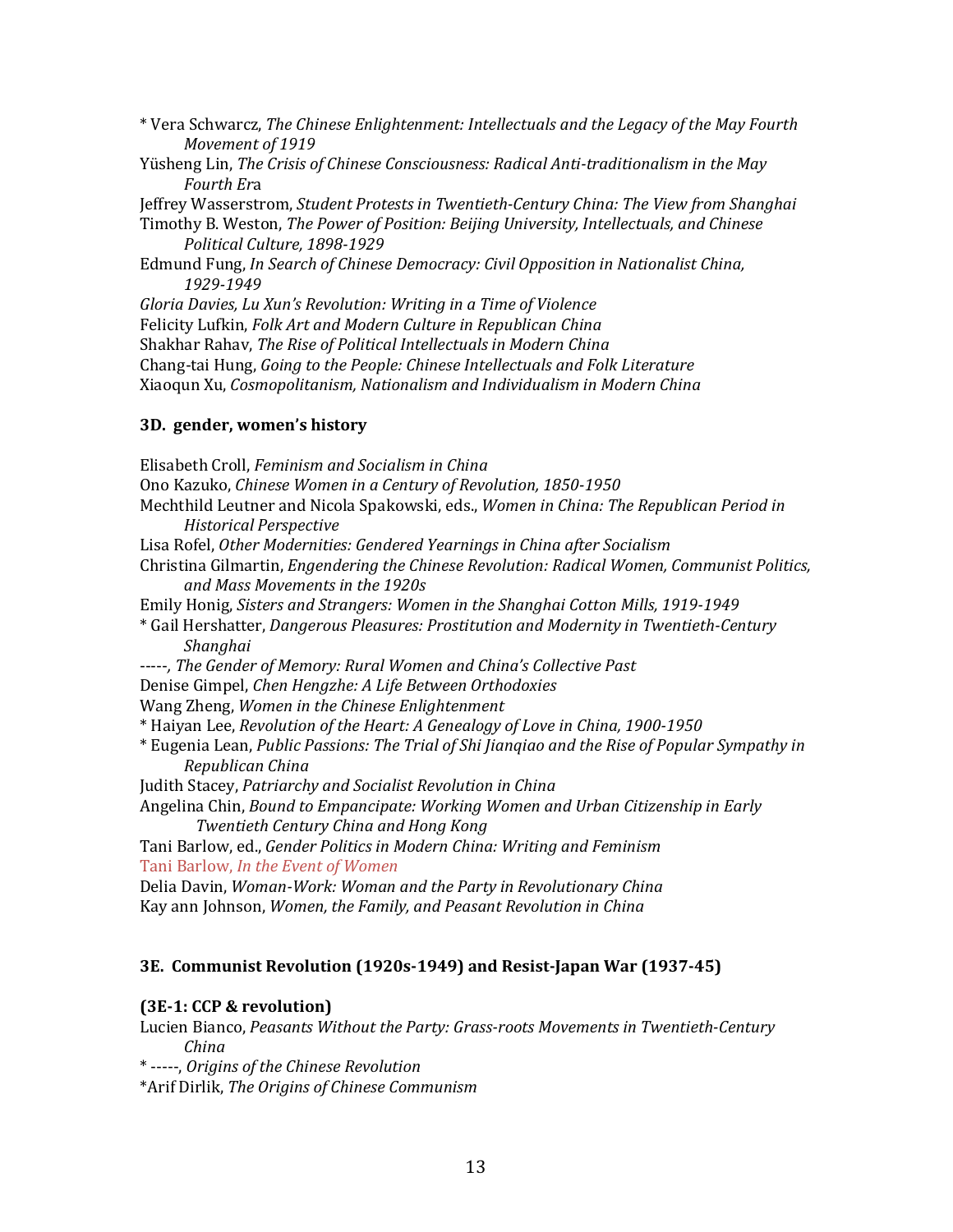* Vera Schwarcz, *The Chinese Enlightenment: Intellectuals and the Legacy of the May Fourth Movement of 1919*

Yüsheng Lin, *The Crisis of Chinese Consciousness: Radical Anti-traditionalism in the May Fourth Era*

Jeffrey Wasserstrom, *Student Protests in Twentieth-Century China: The View from Shanghai*

Timothy B. Weston, *The Power of Position: Beijing University, Intellectuals, and Chinese Political Culture, 1898-1929*

Edmund Fung, *In Search of Chinese Democracy: Civil Opposition in Nationalist China, 1929-1949*

*Gloria Davies, Lu Xun's Revolution: Writing in a Time of Violence*

Felicity Lufkin, *Folk Art and Modern Culture in Republican China*

Shakhar Rahav, *The Rise of Political Intellectuals in Modern China*

Chang-tai Hung, *Going to the People: Chinese Intellectuals and Folk Literature*

Xiaoqun Xu, *Cosmopolitanism, Nationalism and Individualism in Modern China*

### 3D. gender, women's history

Elisabeth Croll, *Feminism and Socialism in China*

Ono Kazuko, *Chinese Women in a Century of Revolution, 1850-1950*

Mechthild Leutner and Nicola Spakowski, eds., *Women in China: The Republican Period in Historical Perspective*

Lisa Rofel, *Other Modernities: Gendered Yearnings in China after Socialism*

Christina Gilmartin, *Engendering the Chinese Revolution: Radical Women, Communist Politics, and Mass Movements in the 1920s*

Emily Honig, *Sisters and Strangers: Women in the Shanghai Cotton Mills, 1919-1949*

* Gail Hershatter, *Dangerous Pleasures: Prostitution and Modernity in Twentieth-Century Shanghai*

-----, *The Gender of Memory: Rural Women and China's Collective Past*

Denise Gimpel, *Chen Hengzhe: A Life Between Orthodoxies*

Wang Zheng, *Women in the Chinese Enlightenment*

* Haiyan Lee, *Revolution of the Heart: A Genealogy of Love in China, 1900-1950*

* Eugenia Lean, *Public Passions: The Trial of Shi Jianqiao and the Rise of Popular Sympathy in Republican China*

Judith Stacey, *Patriarchy and Socialist Revolution in China*

Angelina Chin, *Bound to Empancipate: Working Women and Urban Citizenship in Early Twentieth Century China and Hong Kong*

Tani Barlow, ed., *Gender Politics in Modern China: Writing and Feminism*

Tani Barlow, *In the Event of Women*

Delia Davin, *Woman-Work: Woman and the Party in Revolutionary China*

Kay ann Johnson, *Women, the Family, and Peasant Revolution in China*

### 3E. Communist Revolution (1920s-1949) and Resist-Japan War (1937-45)

**(3E-1: CCP & revolution)**

Lucien Bianco, *Peasants Without the Party: Grass-roots Movements in Twentieth-Century China*

* -----, *Origins of the Chinese Revolution*

*Arif Dirlik, *The Origins of Chinese Communism*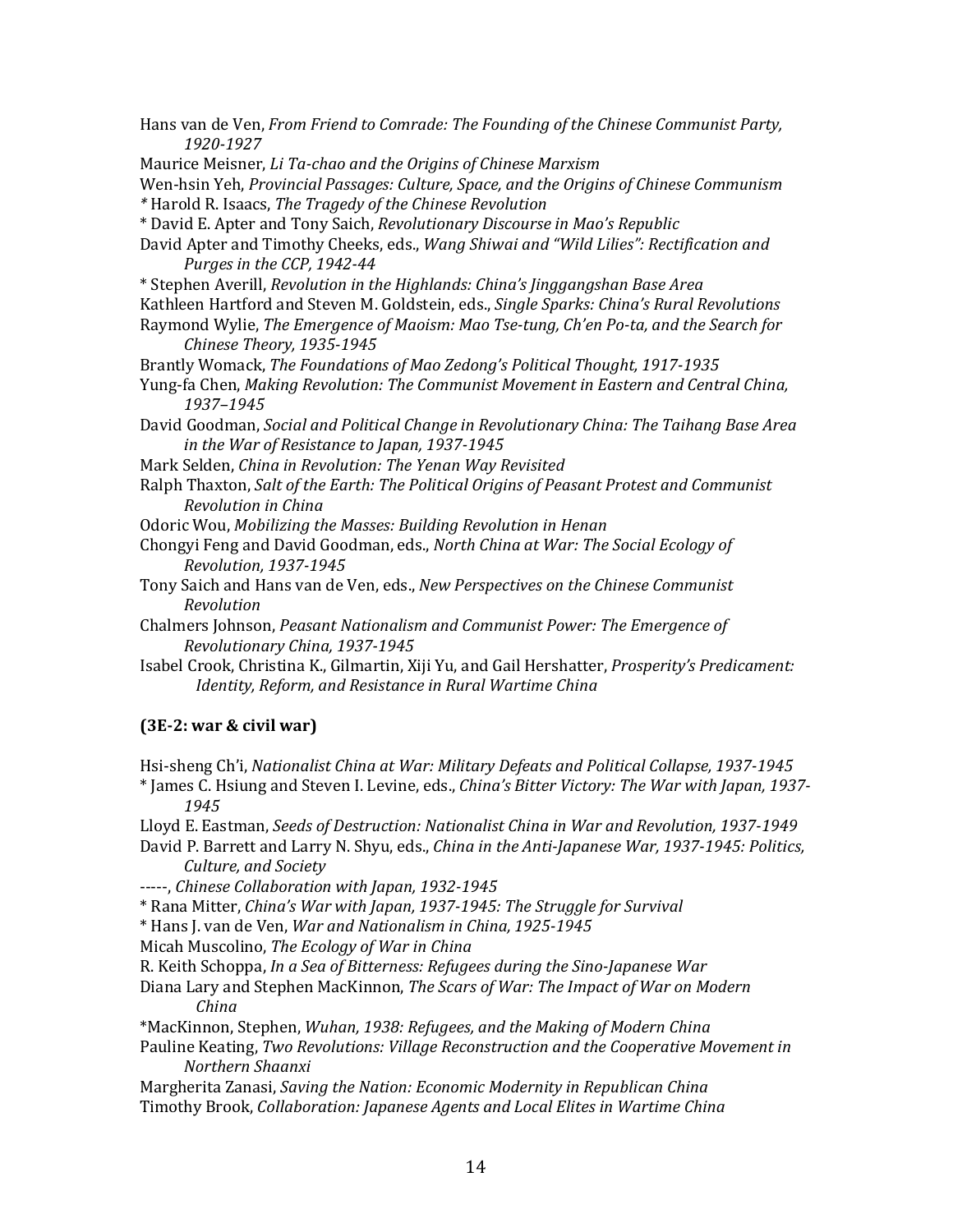Hans van de Ven, *From Friend to Comrade: The Founding of the Chinese Communist Party, 1920-1927*

Maurice Meisner, *Li Ta-chao and the Origins of Chinese Marxism*

Wen-hsin Yeh, *Provincial Passages: Culture, Space, and the Origins of Chinese Communism*

* Harold R. Isaacs, *The Tragedy of the Chinese Revolution*

* David E. Apter and Tony Saich, *Revolutionary Discourse in Mao's Republic*

David Apter and Timothy Cheeks, eds., *Wang Shiwai and "Wild Lilies": Rectification and Purges in the CCP, 1942-44*

* Stephen Averill, *Revolution in the Highlands: China's Jinggangshan Base Area*

Kathleen Hartford and Steven M. Goldstein, eds., *Single Sparks: China's Rural Revolutions*

Raymond Wylie, *The Emergence of Maoism: Mao Tse-tung, Ch'en Po-ta, and the Search for Chinese Theory, 1935-1945*

Brantly Womack, *The Foundations of Mao Zedong's Political Thought, 1917-1935*

Yung-fa Chen, *Making Revolution: The Communist Movement in Eastern and Central China, 1937–1945*

David Goodman, *Social and Political Change in Revolutionary China: The Taihang Base Area in the War of Resistance to Japan, 1937-1945*

Mark Selden, *China in Revolution: The Yenan Way Revisited*

Ralph Thaxton, *Salt of the Earth: The Political Origins of Peasant Protest and Communist Revolution in China*

Odoric Wou, *Mobilizing the Masses: Building Revolution in Henan*

Chongyi Feng and David Goodman, eds., *North China at War: The Social Ecology of Revolution, 1937-1945*

Tony Saich and Hans van de Ven, eds., *New Perspectives on the Chinese Communist Revolution*

Chalmers Johnson, *Peasant Nationalism and Communist Power: The Emergence of Revolutionary China, 1937-1945*

Isabel Crook, Christina K., Gilmartin, Xiji Yu, and Gail Hershatter, *Prosperity's Predicament: Identity, Reform, and Resistance in Rural Wartime China*

**(3E-2: war & civil war)**

Hsi-sheng Ch'i, *Nationalist China at War: Military Defeats and Political Collapse, 1937-1945*

* James C. Hsiung and Steven I. Levine, eds., *China's Bitter Victory: The War with Japan, 1937-1945*

Lloyd E. Eastman, *Seeds of Destruction: Nationalist China in War and Revolution, 1937-1949*

David P. Barrett and Larry N. Shyu, eds., *China in the Anti-Japanese War, 1937-1945: Politics, Culture, and Society*

-----, *Chinese Collaboration with Japan, 1932-1945*

* Rana Mitter, *China's War with Japan, 1937-1945: The Struggle for Survival*

* Hans J. van de Ven, *War and Nationalism in China, 1925-1945*

Micah Muscolino, *The Ecology of War in China*

R. Keith Schoppa, *In a Sea of Bitterness: Refugees during the Sino-Japanese War*

Diana Lary and Stephen MacKinnon, *The Scars of War: The Impact of War on Modern China*

*MacKinnon, Stephen, *Wuhan, 1938: Refugees, and the Making of Modern China*

Pauline Keating, *Two Revolutions: Village Reconstruction and the Cooperative Movement in Northern Shaanxi*

Margherita Zanasi, *Saving the Nation: Economic Modernity in Republican China*

Timothy Brook, *Collaboration: Japanese Agents and Local Elites in Wartime China*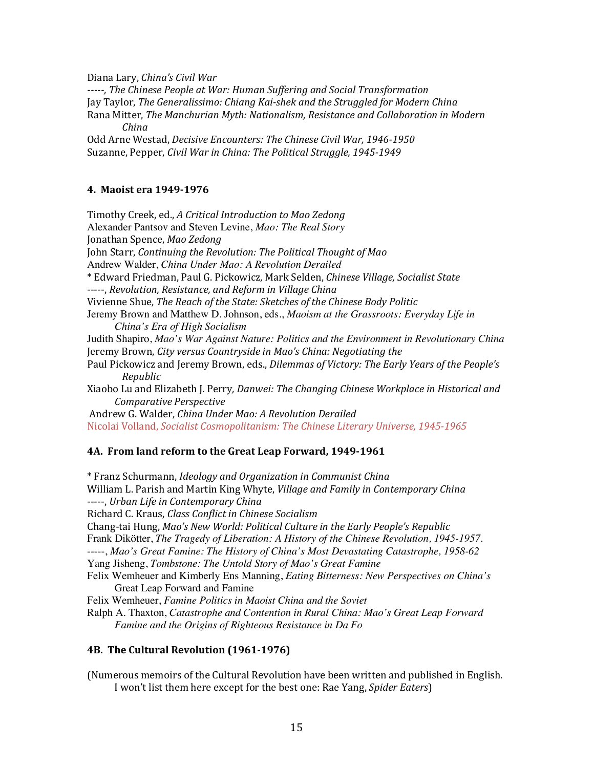Diana Lary, *China's Civil War*
-----, *The Chinese People at War: Human Suffering and Social Transformation*
Jay Taylor, *The Generalissimo: Chiang Kai-shek and the Struggled for Modern China*
Rana Mitter, *The Manchurian Myth: Nationalism, Resistance and Collaboration in Modern China*
Odd Arne Westad, *Decisive Encounters: The Chinese Civil War, 1946-1950*
Suzanne, Pepper, *Civil War in China: The Political Struggle, 1945-1949*

### 4. Maoist era 1949-1976

Timothy Creek, ed., *A Critical Introduction to Mao Zedong*
Alexander Pantsov and Steven Levine, *Mao: The Real Story*
Jonathan Spence, *Mao Zedong*
John Starr, *Continuing the Revolution: The Political Thought of Mao*
Andrew Walder, *China Under Mao: A Revolution Derailed*
* Edward Friedman, Paul G. Pickowicz, Mark Selden, *Chinese Village, Socialist State*
-----, *Revolution, Resistance, and Reform in Village China*
Vivienne Shue, *The Reach of the State: Sketches of the Chinese Body Politic*
Jeremy Brown and Matthew D. Johnson, eds., *Maoism at the Grassroots: Everyday Life in China's Era of High Socialism*
Judith Shapiro, *Mao's War Against Nature: Politics and the Environment in Revolutionary China*
Jeremy Brown, *City versus Countryside in Mao's China: Negotiating the*
Paul Pickowicz and Jeremy Brown, eds., *Dilemmas of Victory: The Early Years of the People's Republic*
Xiaobo Lu and Elizabeth J. Perry, *Danwei: The Changing Chinese Workplace in Historical and Comparative Perspective*
Andrew G. Walder, *China Under Mao: A Revolution Derailed*
Nicolai Volland, *Socialist Cosmopolitanism: The Chinese Literary Universe, 1945-1965*

### 4A. From land reform to the Great Leap Forward, 1949-1961

* Franz Schurmann, *Ideology and Organization in Communist China*
William L. Parish and Martin King Whyte, *Village and Family in Contemporary China*
-----, *Urban Life in Contemporary China*
Richard C. Kraus, *Class Conflict in Chinese Socialism*
Chang-tai Hung, *Mao's New World: Political Culture in the Early People's Republic*
Frank Dikötter, *The Tragedy of Liberation: A History of the Chinese Revolution, 1945-1957*.
-----, *Mao's Great Famine: The History of China's Most Devastating Catastrophe, 1958-62*
Yang Jisheng, *Tombstone: The Untold Story of Mao's Great Famine*
Felix Wemheuer and Kimberly Ens Manning, *Eating Bitterness: New Perspectives on China's* Great Leap Forward and Famine
Felix Wemheuer, *Famine Politics in Maoist China and the Soviet*
Ralph A. Thaxton, *Catastrophe and Contention in Rural China: Mao's Great Leap Forward Famine and the Origins of Righteous Resistance in Da Fo*

### 4B. The Cultural Revolution (1961-1976)

(Numerous memoirs of the Cultural Revolution have been written and published in English. I won't list them here except for the best one: Rae Yang, *Spider Eaters*)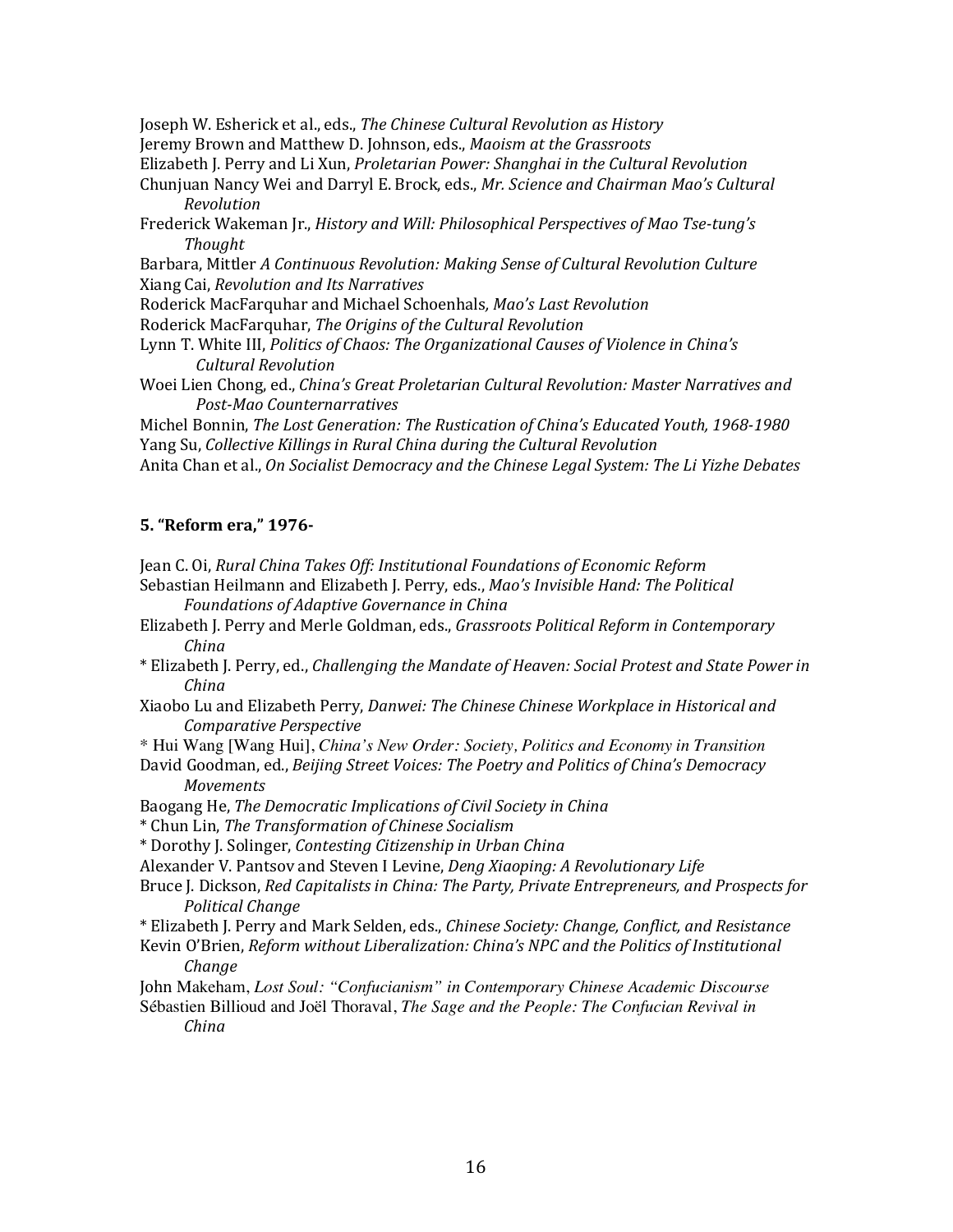Joseph W. Esherick et al., eds., *The Chinese Cultural Revolution as History*
Jeremy Brown and Matthew D. Johnson, eds., *Maoism at the Grassroots*
Elizabeth J. Perry and Li Xun, *Proletarian Power: Shanghai in the Cultural Revolution*
Chunjuan Nancy Wei and Darryl E. Brock, eds., *Mr. Science and Chairman Mao's Cultural Revolution*
Frederick Wakeman Jr., *History and Will: Philosophical Perspectives of Mao Tse-tung's Thought*
Barbara, Mittler *A Continuous Revolution: Making Sense of Cultural Revolution Culture*
Xiang Cai, *Revolution and Its Narratives*
Roderick MacFarquhar and Michael Schoenhals, *Mao's Last Revolution*
Roderick MacFarquhar, *The Origins of the Cultural Revolution*
Lynn T. White III, *Politics of Chaos: The Organizational Causes of Violence in China's Cultural Revolution*
Woei Lien Chong, ed., *China's Great Proletarian Cultural Revolution: Master Narratives and Post-Mao Counternarratives*
Michel Bonnin, *The Lost Generation: The Rustication of China's Educated Youth, 1968-1980*
Yang Su, *Collective Killings in Rural China during the Cultural Revolution*
Anita Chan et al., *On Socialist Democracy and the Chinese Legal System: The Li Yizhe Debates*

**5. "Reform era," 1976-**

Jean C. Oi, *Rural China Takes Off: Institutional Foundations of Economic Reform*
Sebastian Heilmann and Elizabeth J. Perry, eds., *Mao's Invisible Hand: The Political Foundations of Adaptive Governance in China*
Elizabeth J. Perry and Merle Goldman, eds., *Grassroots Political Reform in Contemporary China*
* Elizabeth J. Perry, ed., *Challenging the Mandate of Heaven: Social Protest and State Power in China*
Xiaobo Lu and Elizabeth Perry, *Danwei: The Chinese Chinese Workplace in Historical and Comparative Perspective*
* Hui Wang [Wang Hui], *China's New Order: Society, Politics and Economy in Transition*
David Goodman, ed., *Beijing Street Voices: The Poetry and Politics of China's Democracy Movements*
Baogang He, *The Democratic Implications of Civil Society in China*
* Chun Lin, *The Transformation of Chinese Socialism*
* Dorothy J. Solinger, *Contesting Citizenship in Urban China*
Alexander V. Pantsov and Steven I Levine, *Deng Xiaoping: A Revolutionary Life*
Bruce J. Dickson, *Red Capitalists in China: The Party, Private Entrepreneurs, and Prospects for Political Change*
* Elizabeth J. Perry and Mark Selden, eds., *Chinese Society: Change, Conflict, and Resistance*
Kevin O'Brien, *Reform without Liberalization: China's NPC and the Politics of Institutional Change*
John Makeham, *Lost Soul: "Confucianism" in Contemporary Chinese Academic Discourse*
Sébastien Billioud and Joël Thoraval, *The Sage and the People: The Confucian Revival in China*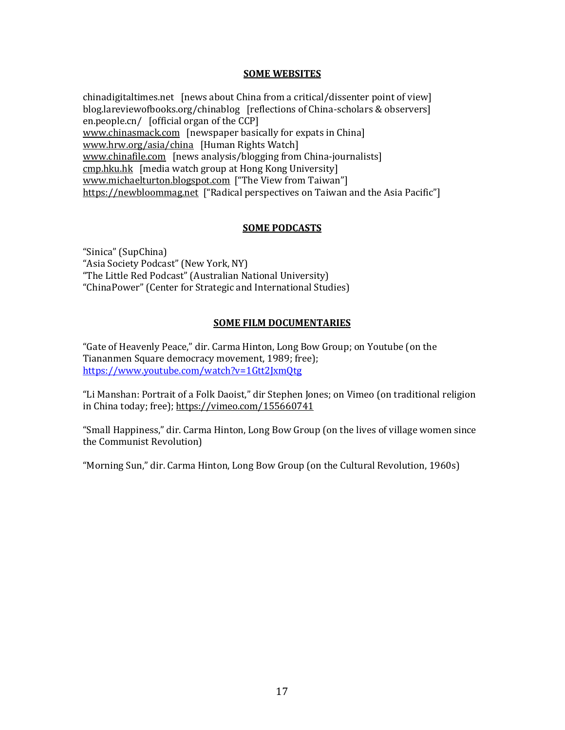## SOME WEBSITES

chinadigitaltimes.net [news about China from a critical/dissenter point of view]
blog.lareviewofbooks.org/chinablog [reflections of China-scholars & observers]
en.people.cn/ [official organ of the CCP]
www.chinasmack.com [newspaper basically for expats in China]
www.hrw.org/asia/china [Human Rights Watch]
www.chinafile.com [news analysis/blogging from China-journalists]
cmp.hku.hk [media watch group at Hong Kong University]
www.michaelturton.blogspot.com ["The View from Taiwan"]
https://newbloommag.net ["Radical perspectives on Taiwan and the Asia Pacific"]

## SOME PODCASTS

"Sinica" (SupChina)
"Asia Society Podcast" (New York, NY)
"The Little Red Podcast" (Australian National University)
"ChinaPower" (Center for Strategic and International Studies)

## SOME FILM DOCUMENTARIES

"Gate of Heavenly Peace," dir. Carma Hinton, Long Bow Group; on Youtube (on the Tiananmen Square democracy movement, 1989; free); https://www.youtube.com/watch?v=1Gtt2JxmQtg

"Li Manshan: Portrait of a Folk Daoist," dir Stephen Jones; on Vimeo (on traditional religion in China today; free); https://vimeo.com/155660741

"Small Happiness," dir. Carma Hinton, Long Bow Group (on the lives of village women since the Communist Revolution)

"Morning Sun," dir. Carma Hinton, Long Bow Group (on the Cultural Revolution, 1960s)